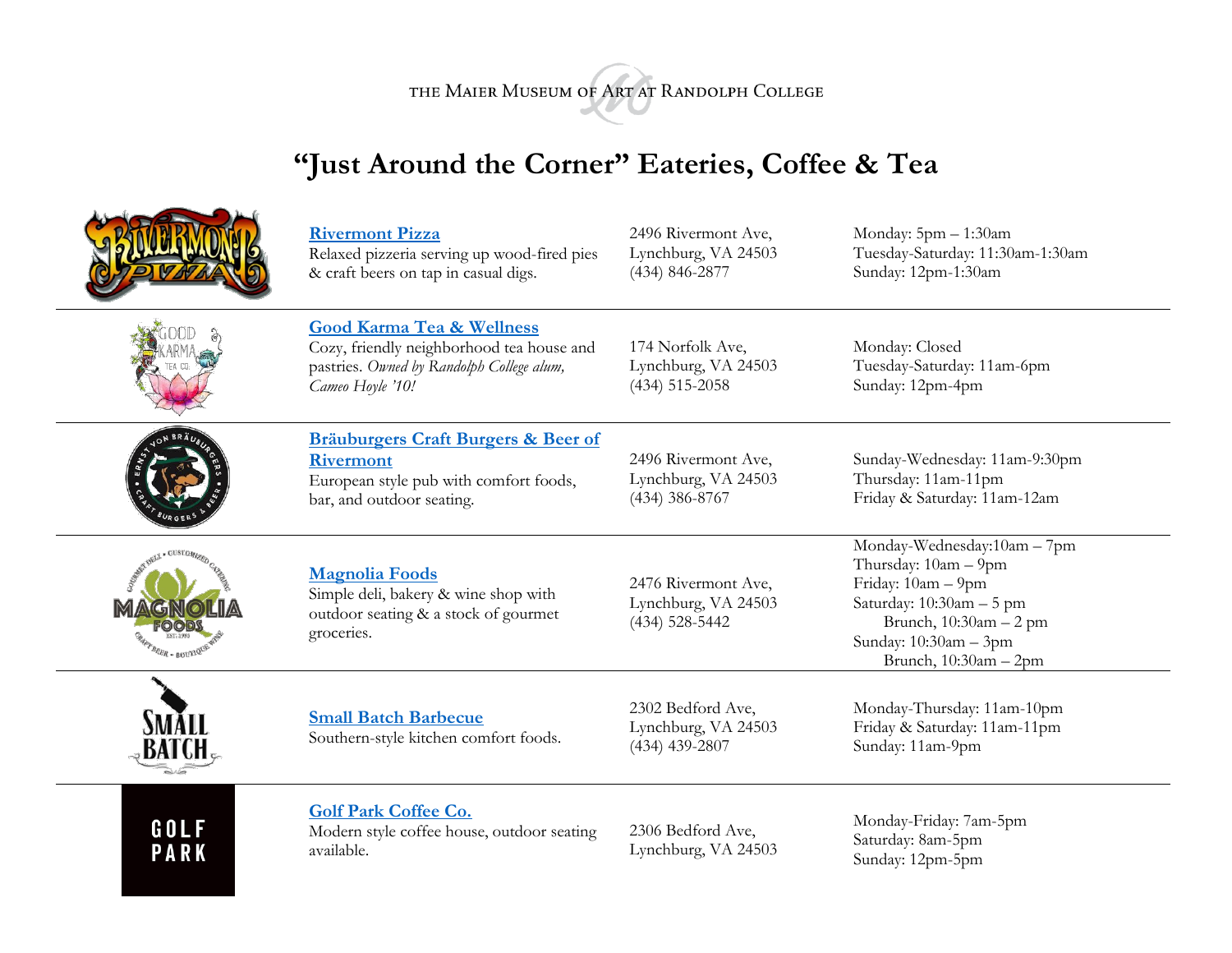THE MAIER MUSEUM OF ART AT RANDOLPH COLLEGE

# "Just Around the Corner" Eateries, Coffee & Tea

| | | | |
|---|---|---|---|
| | **Rivermont Pizza**<br>Relaxed pizzeria serving up wood-fired pies & craft beers on tap in casual digs. | 2496 Rivermont Ave,<br>Lynchburg, VA 24503<br>(434) 846-2877 | Monday: 5pm – 1:30am<br>Tuesday-Saturday: 11:30am-1:30am<br>Sunday: 12pm-1:30am |
| | **Good Karma Tea & Wellness**<br>Cozy, friendly neighborhood tea house and pastries. *Owned by Randolph College alum, Cameo Hoyle '10!* | 174 Norfolk Ave,<br>Lynchburg, VA 24503<br>(434) 515-2058 | Monday: Closed<br>Tuesday-Saturday: 11am-6pm<br>Sunday: 12pm-4pm |
| | **Bräuburgers Craft Burgers & Beer of Rivermont**<br>European style pub with comfort foods, bar, and outdoor seating. | 2496 Rivermont Ave,<br>Lynchburg, VA 24503<br>(434) 386-8767 | Sunday-Wednesday: 11am-9:30pm<br>Thursday: 11am-11pm<br>Friday & Saturday: 11am-12am |
| | **Magnolia Foods**<br>Simple deli, bakery & wine shop with outdoor seating & a stock of gourmet groceries. | 2476 Rivermont Ave,<br>Lynchburg, VA 24503<br>(434) 528-5442 | Monday-Wednesday:10am – 7pm<br>Thursday: 10am – 9pm<br>Friday: 10am – 9pm<br>Saturday: 10:30am – 5 pm<br>Brunch, 10:30am – 2 pm<br>Sunday: 10:30am – 3pm<br>Brunch, 10:30am – 2pm |
| | **Small Batch Barbecue**<br>Southern-style kitchen comfort foods. | 2302 Bedford Ave,<br>Lynchburg, VA 24503<br>(434) 439-2807 | Monday-Thursday: 11am-10pm<br>Friday & Saturday: 11am-11pm<br>Sunday: 11am-9pm |
| | **Golf Park Coffee Co.**<br>Modern style coffee house, outdoor seating available. | 2306 Bedford Ave,<br>Lynchburg, VA 24503 | Monday-Friday: 7am-5pm<br>Saturday: 8am-5pm<br>Sunday: 12pm-5pm |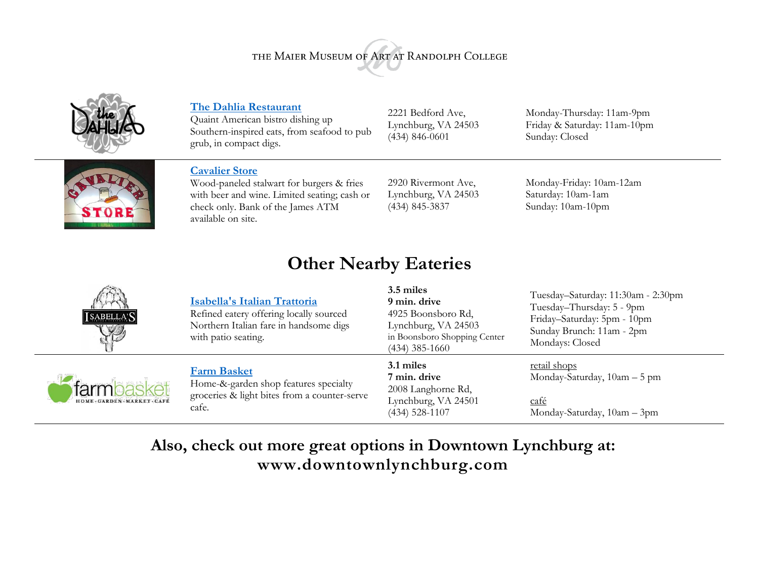THE MAIER MUSEUM OF ART AT RANDOLPH COLLEGE

| | | | |
|---|---|---|---|
| | **The Dahlia Restaurant**<br>Quaint American bistro dishing up Southern-inspired eats, from seafood to pub grub, in compact digs. | 2221 Bedford Ave,<br>Lynchburg, VA 24503<br>(434) 846-0601 | Monday-Thursday: 11am-9pm<br>Friday & Saturday: 11am-10pm<br>Sunday: Closed |
| | **Cavalier Store**<br>Wood-paneled stalwart for burgers & fries with beer and wine. Limited seating; cash or check only. Bank of the James ATM available on site. | 2920 Rivermont Ave,<br>Lynchburg, VA 24503<br>(434) 845-3837 | Monday-Friday: 10am-12am<br>Saturday: 10am-1am<br>Sunday: 10am-10pm |

## Other Nearby Eateries

| | | | |
|---|---|---|---|
| | **Isabella's Italian Trattoria**<br>Refined eatery offering locally sourced Northern Italian fare in handsome digs with patio seating. | **3.5 miles**<br>**9 min. drive**<br>4925 Boonsboro Rd,<br>Lynchburg, VA 24503<br>in Boonsboro Shopping Center<br>(434) 385-1660 | Tuesday–Saturday: 11:30am - 2:30pm<br>Tuesday–Thursday: 5 - 9pm<br>Friday–Saturday: 5pm - 10pm<br>Sunday Brunch: 11am - 2pm<br>Mondays: Closed |
| | **Farm Basket**<br>Home-&-garden shop features specialty groceries & light bites from a counter-serve cafe. | **3.1 miles**<br>**7 min. drive**<br>2008 Langhorne Rd,<br>Lynchburg, VA 24501<br>(434) 528-1107 | retail shops<br>Monday-Saturday, 10am – 5 pm<br><br>café<br>Monday-Saturday, 10am – 3pm |

**Also, check out more great options in Downtown Lynchburg at:**
**www.downtownlynchburg.com**